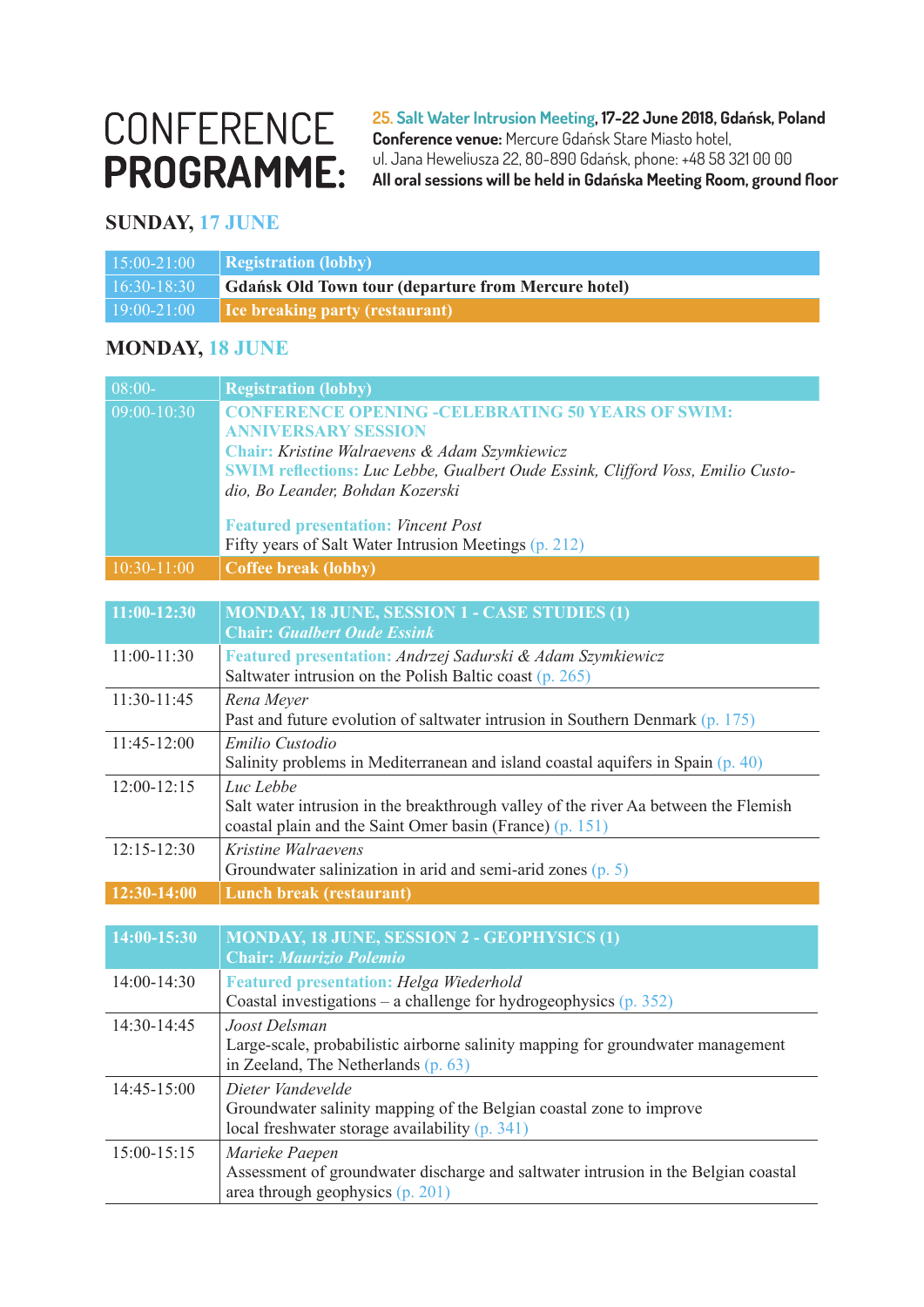# CONFERENCE PROGRAMME:

**25. Salt Water Intrusion Meeting, 17-22 June 2018, Gdańsk, Poland**
**Conference venue:** Mercure Gdańsk Stare Miasto hotel, ul. Jana Heweliusza 22, 80-890 Gdańsk, phone: +48 58 321 00 00
**All oral sessions will be held in Gdańska Meeting Room, ground floor**

## SUNDAY, 17 JUNE

| | |
|---|---|
| 15:00-21:00 | **Registration (lobby)** |
| 16:30-18:30 | **Gdańsk Old Town tour (departure from Mercure hotel)** |
| 19:00-21:00 | **Ice breaking party (restaurant)** |

## MONDAY, 18 JUNE

| | |
|---|---|
| 08:00- | **Registration (lobby)** |
| 09:00-10:30 | **CONFERENCE OPENING -CELEBRATING 50 YEARS OF SWIM: ANNIVERSARY SESSION**<br>**Chair:** *Kristine Walraevens & Adam Szymkiewicz*<br>**SWIM reflections:** *Luc Lebbe, Gualbert Oude Essink, Clifford Voss, Emilio Custodio, Bo Leander, Bohdan Kozerski*<br><br>**Featured presentation:** *Vincent Post*<br>Fifty years of Salt Water Intrusion Meetings (p. 212) |
| 10:30-11:00 | **Coffee break (lobby)** |

| | |
|---|---|
| **11:00-12:30** | **MONDAY, 18 JUNE, SESSION 1 - CASE STUDIES (1)**<br>**Chair:** ***Gualbert Oude Essink*** |
| 11:00-11:30 | **Featured presentation:** *Andrzej Sadurski & Adam Szymkiewicz*<br>Saltwater intrusion on the Polish Baltic coast (p. 265) |
| 11:30-11:45 | *Rena Meyer*<br>Past and future evolution of saltwater intrusion in Southern Denmark (p. 175) |
| 11:45-12:00 | *Emilio Custodio*<br>Salinity problems in Mediterranean and island coastal aquifers in Spain (p. 40) |
| 12:00-12:15 | *Luc Lebbe*<br>Salt water intrusion in the breakthrough valley of the river Aa between the Flemish coastal plain and the Saint Omer basin (France) (p. 151) |
| 12:15-12:30 | *Kristine Walraevens*<br>Groundwater salinization in arid and semi-arid zones (p. 5) |
| **12:30-14:00** | **Lunch break (restaurant)** |

| | |
|---|---|
| **14:00-15:30** | **MONDAY, 18 JUNE, SESSION 2 - GEOPHYSICS (1)**<br>**Chair:** ***Maurizio Polemio*** |
| 14:00-14:30 | **Featured presentation:** *Helga Wiederhold*<br>Coastal investigations – a challenge for hydrogeophysics (p. 352) |
| 14:30-14:45 | *Joost Delsman*<br>Large-scale, probabilistic airborne salinity mapping for groundwater management in Zeeland, The Netherlands (p. 63) |
| 14:45-15:00 | *Dieter Vandevelde*<br>Groundwater salinity mapping of the Belgian coastal zone to improve local freshwater storage availability (p. 341) |
| 15:00-15:15 | *Marieke Paepen*<br>Assessment of groundwater discharge and saltwater intrusion in the Belgian coastal area through geophysics (p. 201) |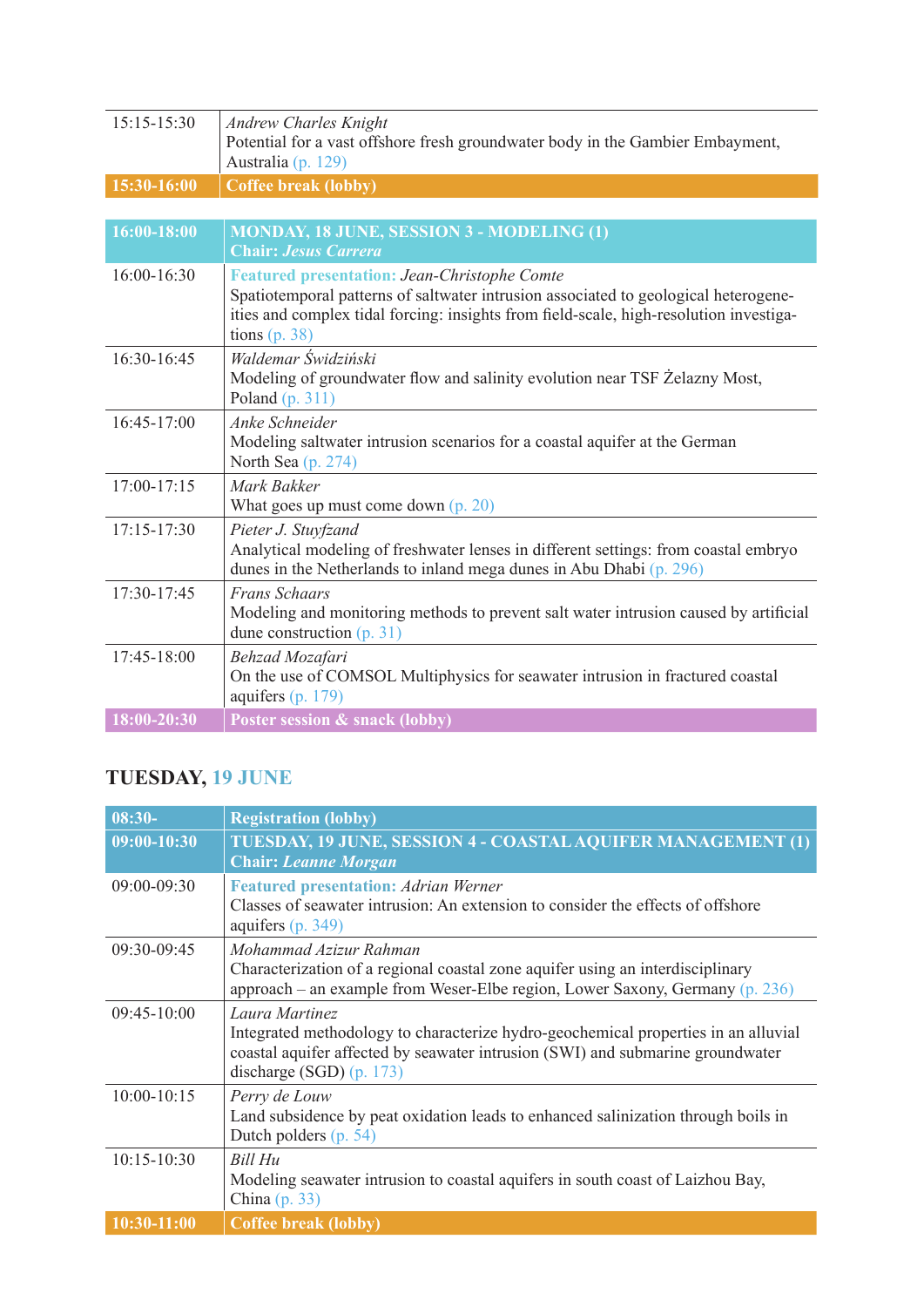| | |
|---|---|
| 15:15-15:30 | *Andrew Charles Knight*<br>Potential for a vast offshore fresh groundwater body in the Gambier Embayment, Australia (p. 129) |
| **15:30-16:00** | **Coffee break (lobby)** |

| | |
|---|---|
| **16:00-18:00** | **MONDAY, 18 JUNE, SESSION 3 - MODELING (1)**<br>**Chair: *Jesus Carrera*** |
| 16:00-16:30 | **Featured presentation:** *Jean-Christophe Comte*<br>Spatiotemporal patterns of saltwater intrusion associated to geological heterogeneities and complex tidal forcing: insights from field-scale, high-resolution investigations (p. 38) |
| 16:30-16:45 | *Waldemar Świdziński*<br>Modeling of groundwater flow and salinity evolution near TSF Żelazny Most, Poland (p. 311) |
| 16:45-17:00 | *Anke Schneider*<br>Modeling saltwater intrusion scenarios for a coastal aquifer at the German North Sea (p. 274) |
| 17:00-17:15 | *Mark Bakker*<br>What goes up must come down (p. 20) |
| 17:15-17:30 | *Pieter J. Stuyfzand*<br>Analytical modeling of freshwater lenses in different settings: from coastal embryo dunes in the Netherlands to inland mega dunes in Abu Dhabi (p. 296) |
| 17:30-17:45 | *Frans Schaars*<br>Modeling and monitoring methods to prevent salt water intrusion caused by artificial dune construction (p. 31) |
| 17:45-18:00 | *Behzad Mozafari*<br>On the use of COMSOL Multiphysics for seawater intrusion in fractured coastal aquifers (p. 179) |
| **18:00-20:30** | **Poster session & snack (lobby)** |

## TUESDAY, 19 JUNE

| | |
|---|---|
| **08:30-** | **Registration (lobby)** |
| **09:00-10:30** | **TUESDAY, 19 JUNE, SESSION 4 - COASTAL AQUIFER MANAGEMENT (1)**<br>**Chair: *Leanne Morgan*** |
| 09:00-09:30 | **Featured presentation:** *Adrian Werner*<br>Classes of seawater intrusion: An extension to consider the effects of offshore aquifers (p. 349) |
| 09:30-09:45 | *Mohammad Azizur Rahman*<br>Characterization of a regional coastal zone aquifer using an interdisciplinary approach – an example from Weser-Elbe region, Lower Saxony, Germany (p. 236) |
| 09:45-10:00 | *Laura Martinez*<br>Integrated methodology to characterize hydro-geochemical properties in an alluvial coastal aquifer affected by seawater intrusion (SWI) and submarine groundwater discharge (SGD) (p. 173) |
| 10:00-10:15 | *Perry de Louw*<br>Land subsidence by peat oxidation leads to enhanced salinization through boils in Dutch polders (p. 54) |
| 10:15-10:30 | *Bill Hu*<br>Modeling seawater intrusion to coastal aquifers in south coast of Laizhou Bay, China (p. 33) |
| **10:30-11:00** | **Coffee break (lobby)** |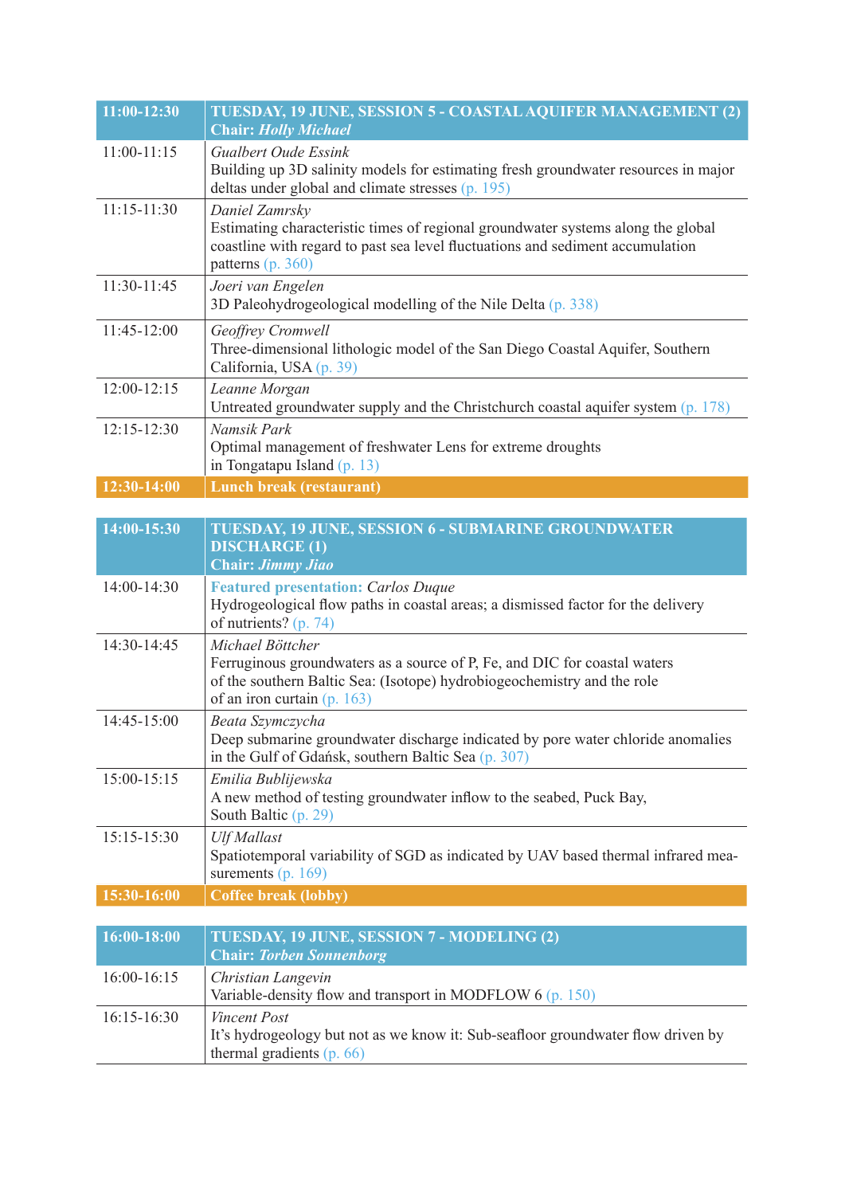| 11:00-12:30 | **TUESDAY, 19 JUNE, SESSION 5 - COASTAL AQUIFER MANAGEMENT (2)**<br>**Chair: *Holly Michael*** |
|---|---|
| 11:00-11:15 | *Gualbert Oude Essink*<br>Building up 3D salinity models for estimating fresh groundwater resources in major deltas under global and climate stresses (p. 195) |
| 11:15-11:30 | *Daniel Zamrsky*<br>Estimating characteristic times of regional groundwater systems along the global coastline with regard to past sea level fluctuations and sediment accumulation patterns (p. 360) |
| 11:30-11:45 | *Joeri van Engelen*<br>3D Paleohydrogeological modelling of the Nile Delta (p. 338) |
| 11:45-12:00 | *Geoffrey Cromwell*<br>Three-dimensional lithologic model of the San Diego Coastal Aquifer, Southern California, USA (p. 39) |
| 12:00-12:15 | *Leanne Morgan*<br>Untreated groundwater supply and the Christchurch coastal aquifer system (p. 178) |
| 12:15-12:30 | *Namsik Park*<br>Optimal management of freshwater Lens for extreme droughts in Tongatapu Island (p. 13) |
| **12:30-14:00** | **Lunch break (restaurant)** |

| 14:00-15:30 | **TUESDAY, 19 JUNE, SESSION 6 - SUBMARINE GROUNDWATER DISCHARGE (1)**<br>**Chair: *Jimmy Jiao*** |
|---|---|
| 14:00-14:30 | **Featured presentation:** *Carlos Duque*<br>Hydrogeological flow paths in coastal areas; a dismissed factor for the delivery of nutrients? (p. 74) |
| 14:30-14:45 | *Michael Böttcher*<br>Ferruginous groundwaters as a source of P, Fe, and DIC for coastal waters of the southern Baltic Sea: (Isotope) hydrobiogeochemistry and the role of an iron curtain (p. 163) |
| 14:45-15:00 | *Beata Szymczycha*<br>Deep submarine groundwater discharge indicated by pore water chloride anomalies in the Gulf of Gdańsk, southern Baltic Sea (p. 307) |
| 15:00-15:15 | *Emilia Bublijewska*<br>A new method of testing groundwater inflow to the seabed, Puck Bay, South Baltic (p. 29) |
| 15:15-15:30 | *Ulf Mallast*<br>Spatiotemporal variability of SGD as indicated by UAV based thermal infrared measurements (p. 169) |
| **15:30-16:00** | **Coffee break (lobby)** |

| 16:00-18:00 | **TUESDAY, 19 JUNE, SESSION 7 - MODELING (2)**<br>**Chair: *Torben Sonnenborg*** |
|---|---|
| 16:00-16:15 | *Christian Langevin*<br>Variable-density flow and transport in MODFLOW 6 (p. 150) |
| 16:15-16:30 | *Vincent Post*<br>It's hydrogeology but not as we know it: Sub-seafloor groundwater flow driven by thermal gradients (p. 66) |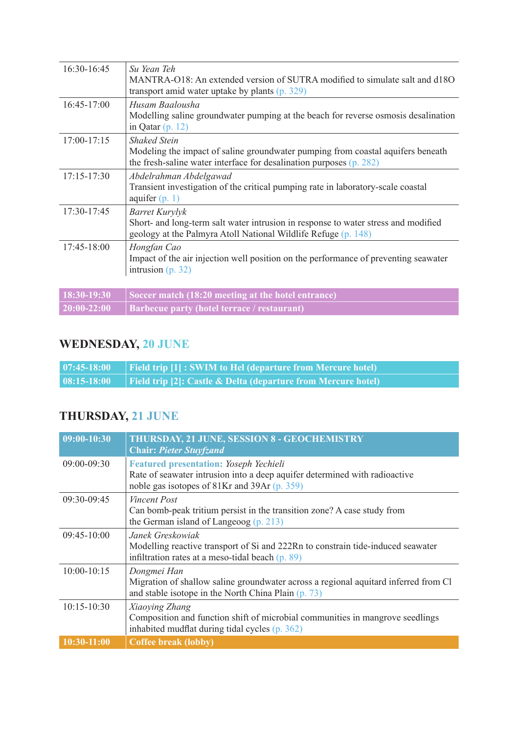| | |
|---|---|
| 16:30-16:45 | *Su Yean Teh*<br>MANTRA-O18: An extended version of SUTRA modified to simulate salt and d18O transport amid water uptake by plants (p. 329) |
| 16:45-17:00 | *Husam Baalousha*<br>Modelling saline groundwater pumping at the beach for reverse osmosis desalination in Qatar (p. 12) |
| 17:00-17:15 | *Shaked Stein*<br>Modeling the impact of saline groundwater pumping from coastal aquifers beneath the fresh-saline water interface for desalination purposes (p. 282) |
| 17:15-17:30 | *Abdelrahman Abdelgawad*<br>Transient investigation of the critical pumping rate in laboratory-scale coastal aquifer (p. 1) |
| 17:30-17:45 | *Barret Kurylyk*<br>Short- and long-term salt water intrusion in response to water stress and modified geology at the Palmyra Atoll National Wildlife Refuge (p. 148) |
| 17:45-18:00 | *Hongfan Cao*<br>Impact of the air injection well position on the performance of preventing seawater intrusion (p. 32) |

| | |
|---|---|
| **18:30-19:30** | **Soccer match (18:20 meeting at the hotel entrance)** |
| **20:00-22:00** | **Barbecue party (hotel terrace / restaurant)** |

## WEDNESDAY, 20 JUNE

| | |
|---|---|
| **07:45-18:00** | **Field trip [1] : SWIM to Hel (departure from Mercure hotel)** |
| **08:15-18:00** | **Field trip [2]: Castle & Delta (departure from Mercure hotel)** |

## THURSDAY, 21 JUNE

| | |
|---|---|
| **09:00-10:30** | **THURSDAY, 21 JUNE, SESSION 8 - GEOCHEMISTRY**<br>**Chair:** ***Pieter Stuyfzand*** |
| 09:00-09:30 | **Featured presentation:** *Yoseph Yechieli*<br>Rate of seawater intrusion into a deep aquifer determined with radioactive noble gas isotopes of 81Kr and 39Ar (p. 359) |
| 09:30-09:45 | *Vincent Post*<br>Can bomb-peak tritium persist in the transition zone? A case study from the German island of Langeoog (p. 213) |
| 09:45-10:00 | *Janek Greskowiak*<br>Modelling reactive transport of Si and 222Rn to constrain tide-induced seawater infiltration rates at a meso-tidal beach (p. 89) |
| 10:00-10:15 | *Dongmei Han*<br>Migration of shallow saline groundwater across a regional aquitard inferred from Cl and stable isotope in the North China Plain (p. 73) |
| 10:15-10:30 | *Xiaoying Zhang*<br>Composition and function shift of microbial communities in mangrove seedlings inhabited mudflat during tidal cycles (p. 362) |
| **10:30-11:00** | **Coffee break (lobby)** |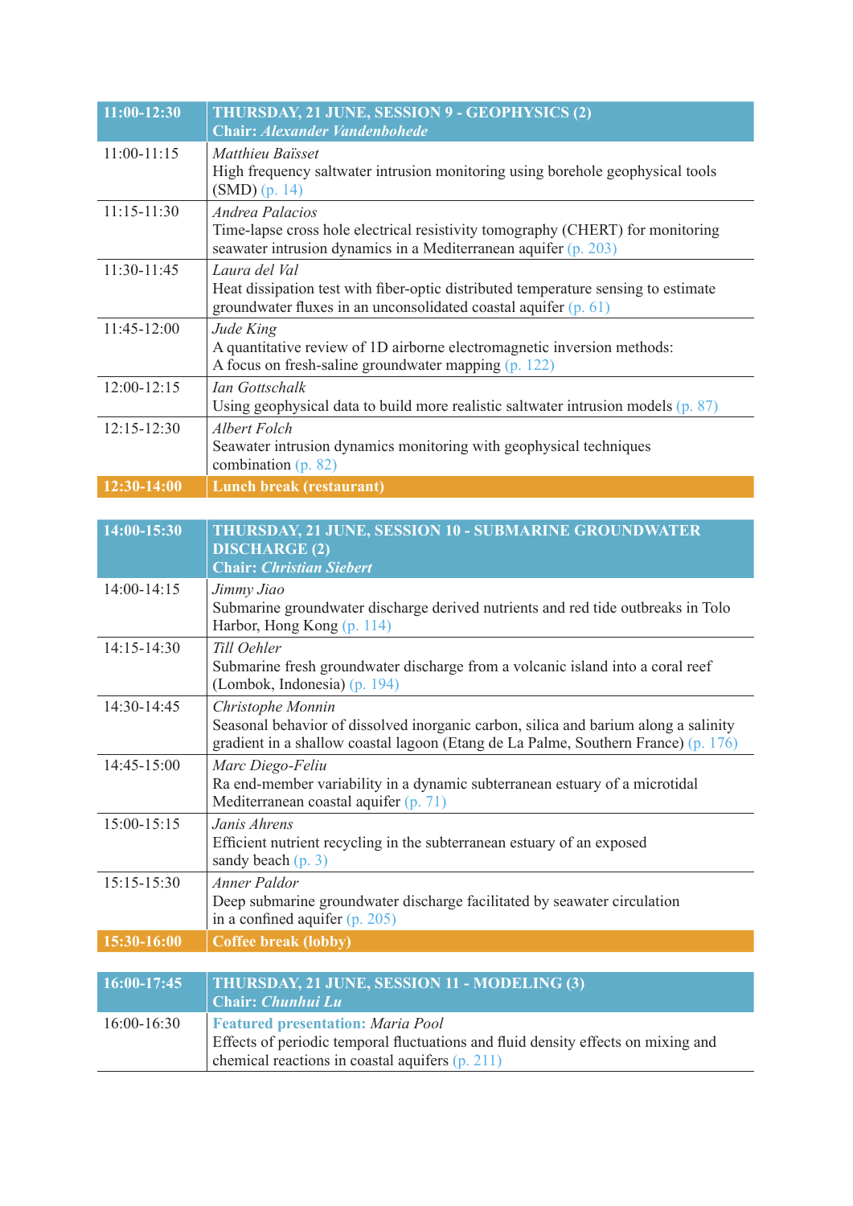| 11:00-12:30 | **THURSDAY, 21 JUNE, SESSION 9 - GEOPHYSICS (2)**<br>**Chair:** ***Alexander Vandenbohede*** |
|---|---|
| 11:00-11:15 | *Matthieu Baïsset*<br>High frequency saltwater intrusion monitoring using borehole geophysical tools (SMD) (p. 14) |
| 11:15-11:30 | *Andrea Palacios*<br>Time-lapse cross hole electrical resistivity tomography (CHERT) for monitoring seawater intrusion dynamics in a Mediterranean aquifer (p. 203) |
| 11:30-11:45 | *Laura del Val*<br>Heat dissipation test with fiber-optic distributed temperature sensing to estimate groundwater fluxes in an unconsolidated coastal aquifer (p. 61) |
| 11:45-12:00 | *Jude King*<br>A quantitative review of 1D airborne electromagnetic inversion methods: A focus on fresh-saline groundwater mapping (p. 122) |
| 12:00-12:15 | *Ian Gottschalk*<br>Using geophysical data to build more realistic saltwater intrusion models (p. 87) |
| 12:15-12:30 | *Albert Folch*<br>Seawater intrusion dynamics monitoring with geophysical techniques combination (p. 82) |
| **12:30-14:00** | **Lunch break (restaurant)** |

| 14:00-15:30 | **THURSDAY, 21 JUNE, SESSION 10 - SUBMARINE GROUNDWATER DISCHARGE (2)**<br>**Chair:** ***Christian Siebert*** |
|---|---|
| 14:00-14:15 | *Jimmy Jiao*<br>Submarine groundwater discharge derived nutrients and red tide outbreaks in Tolo Harbor, Hong Kong (p. 114) |
| 14:15-14:30 | *Till Oehler*<br>Submarine fresh groundwater discharge from a volcanic island into a coral reef (Lombok, Indonesia) (p. 194) |
| 14:30-14:45 | *Christophe Monnin*<br>Seasonal behavior of dissolved inorganic carbon, silica and barium along a salinity gradient in a shallow coastal lagoon (Etang de La Palme, Southern France) (p. 176) |
| 14:45-15:00 | *Marc Diego-Feliu*<br>Ra end-member variability in a dynamic subterranean estuary of a microtidal Mediterranean coastal aquifer (p. 71) |
| 15:00-15:15 | *Janis Ahrens*<br>Efficient nutrient recycling in the subterranean estuary of an exposed sandy beach (p. 3) |
| 15:15-15:30 | *Anner Paldor*<br>Deep submarine groundwater discharge facilitated by seawater circulation in a confined aquifer (p. 205) |
| **15:30-16:00** | **Coffee break (lobby)** |

| 16:00-17:45 | **THURSDAY, 21 JUNE, SESSION 11 - MODELING (3)**<br>**Chair:** ***Chunhui Lu*** |
|---|---|
| 16:00-16:30 | **Featured presentation:** *Maria Pool*<br>Effects of periodic temporal fluctuations and fluid density effects on mixing and chemical reactions in coastal aquifers (p. 211) |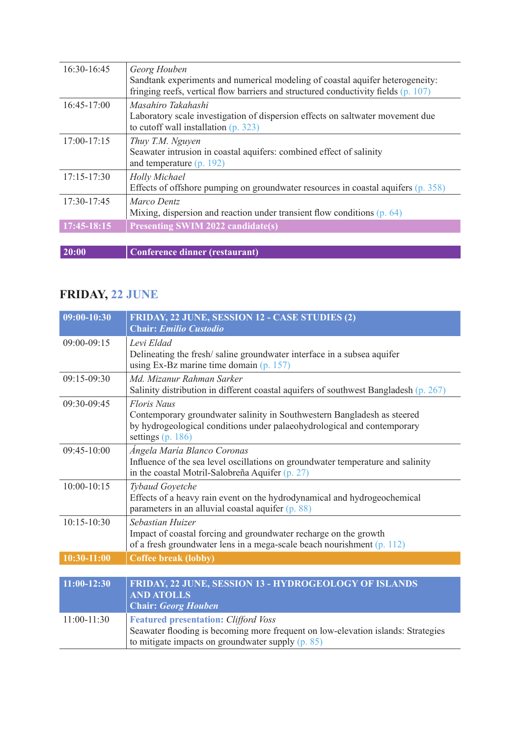| | |
|---|---|
| 16:30-16:45 | *Georg Houben*<br>Sandtank experiments and numerical modeling of coastal aquifer heterogeneity: fringing reefs, vertical flow barriers and structured conductivity fields (p. 107) |
| 16:45-17:00 | *Masahiro Takahashi*<br>Laboratory scale investigation of dispersion effects on saltwater movement due to cutoff wall installation (p. 323) |
| 17:00-17:15 | *Thuy T.M. Nguyen*<br>Seawater intrusion in coastal aquifers: combined effect of salinity and temperature (p. 192) |
| 17:15-17:30 | *Holly Michael*<br>Effects of offshore pumping on groundwater resources in coastal aquifers (p. 358) |
| 17:30-17:45 | *Marco Dentz*<br>Mixing, dispersion and reaction under transient flow conditions (p. 64) |
| **17:45-18:15** | **Presenting SWIM 2022 candidate(s)** |

| | |
|---|---|
| **20:00** | **Conference dinner (restaurant)** |

## FRIDAY, 22 JUNE

| | |
|---|---|
| **09:00-10:30** | **FRIDAY, 22 JUNE, SESSION 12 - CASE STUDIES (2)**<br>**Chair: *Emilio Custodio*** |
| 09:00-09:15 | *Levi Eldad*<br>Delineating the fresh/ saline groundwater interface in a subsea aquifer using Ex-Bz marine time domain (p. 157) |
| 09:15-09:30 | *Md. Mizanur Rahman Sarker*<br>Salinity distribution in different coastal aquifers of southwest Bangladesh (p. 267) |
| 09:30-09:45 | *Floris Naus*<br>Contemporary groundwater salinity in Southwestern Bangladesh as steered by hydrogeological conditions under palaeohydrological and contemporary settings (p. 186) |
| 09:45-10:00 | *Ángela María Blanco Coronas*<br>Influence of the sea level oscillations on groundwater temperature and salinity in the coastal Motril-Salobreña Aquifer (p. 27) |
| 10:00-10:15 | *Tybaud Goyetche*<br>Effects of a heavy rain event on the hydrodynamical and hydrogeochemical parameters in an alluvial coastal aquifer (p. 88) |
| 10:15-10:30 | *Sebastian Huizer*<br>Impact of coastal forcing and groundwater recharge on the growth of a fresh groundwater lens in a mega-scale beach nourishment (p. 112) |
| **10:30-11:00** | **Coffee break (lobby)** |

| | |
|---|---|
| **11:00-12:30** | **FRIDAY, 22 JUNE, SESSION 13 - HYDROGEOLOGY OF ISLANDS AND ATOLLS**<br>**Chair: *Georg Houben*** |
| 11:00-11:30 | **Featured presentation:** *Clifford Voss*<br>Seawater flooding is becoming more frequent on low-elevation islands: Strategies to mitigate impacts on groundwater supply (p. 85) |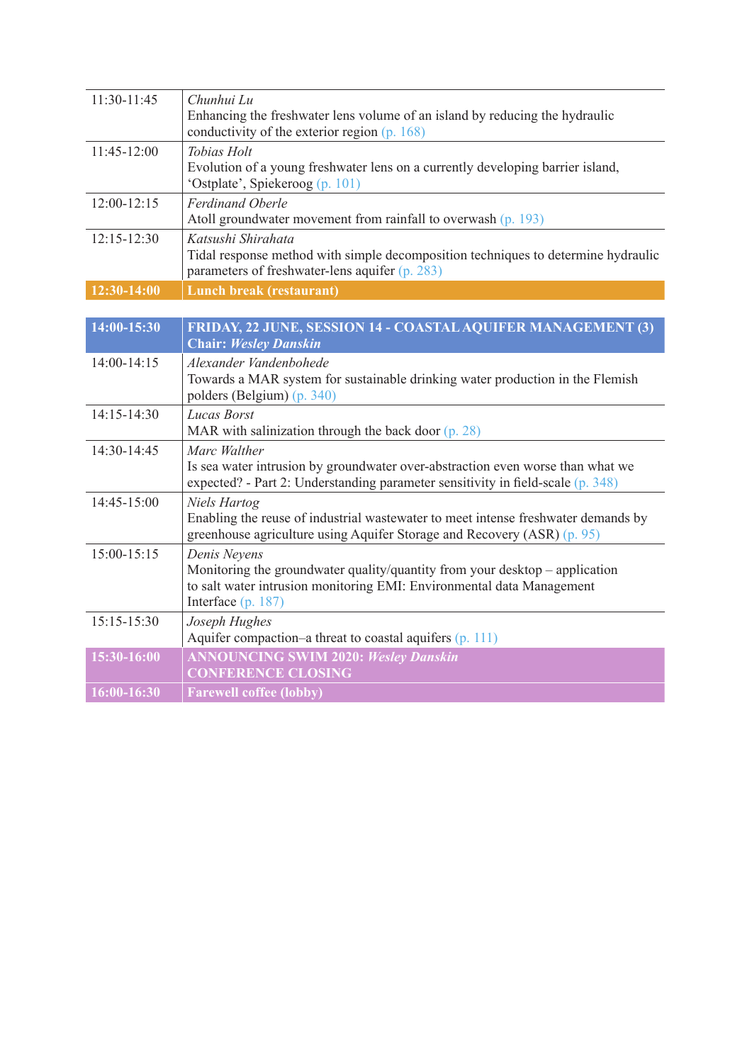| | |
|---|---|
| 11:30-11:45 | *Chunhui Lu*<br>Enhancing the freshwater lens volume of an island by reducing the hydraulic conductivity of the exterior region (p. 168) |
| 11:45-12:00 | *Tobias Holt*<br>Evolution of a young freshwater lens on a currently developing barrier island, 'Ostplate', Spiekeroog (p. 101) |
| 12:00-12:15 | *Ferdinand Oberle*<br>Atoll groundwater movement from rainfall to overwash (p. 193) |
| 12:15-12:30 | *Katsushi Shirahata*<br>Tidal response method with simple decomposition techniques to determine hydraulic parameters of freshwater-lens aquifer (p. 283) |
| **12:30-14:00** | **Lunch break (restaurant)** |

| | |
|---|---|
| **14:00-15:30** | **FRIDAY, 22 JUNE, SESSION 14 - COASTAL AQUIFER MANAGEMENT (3)**<br>**Chair: *Wesley Danskin*** |
| 14:00-14:15 | *Alexander Vandenbohede*<br>Towards a MAR system for sustainable drinking water production in the Flemish polders (Belgium) (p. 340) |
| 14:15-14:30 | *Lucas Borst*<br>MAR with salinization through the back door (p. 28) |
| 14:30-14:45 | *Marc Walther*<br>Is sea water intrusion by groundwater over-abstraction even worse than what we expected? - Part 2: Understanding parameter sensitivity in field-scale (p. 348) |
| 14:45-15:00 | *Niels Hartog*<br>Enabling the reuse of industrial wastewater to meet intense freshwater demands by greenhouse agriculture using Aquifer Storage and Recovery (ASR) (p. 95) |
| 15:00-15:15 | *Denis Neyens*<br>Monitoring the groundwater quality/quantity from your desktop – application to salt water intrusion monitoring EMI: Environmental data Management Interface (p. 187) |
| 15:15-15:30 | *Joseph Hughes*<br>Aquifer compaction–a threat to coastal aquifers (p. 111) |
| **15:30-16:00** | **ANNOUNCING SWIM 2020: *Wesley Danskin***<br>**CONFERENCE CLOSING** |
| **16:00-16:30** | **Farewell coffee (lobby)** |